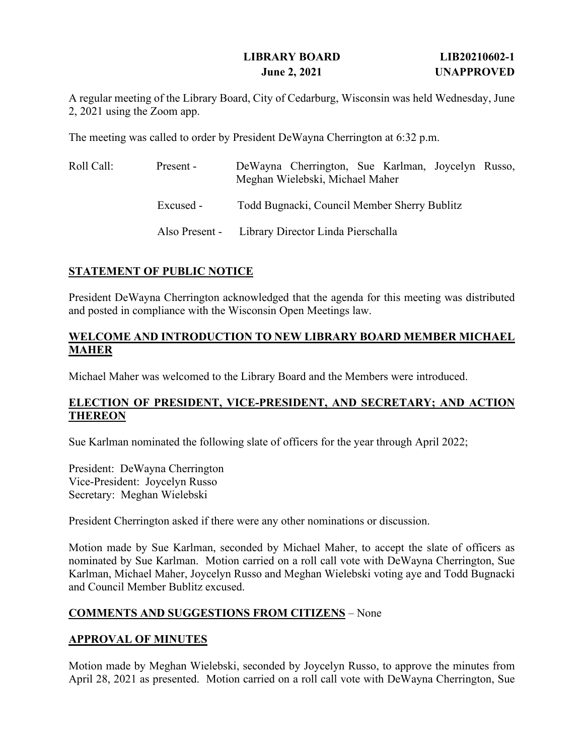**LIBRARY BOARD** **LIB20210602-1**
**June 2, 2021** **UNAPPROVED**

A regular meeting of the Library Board, City of Cedarburg, Wisconsin was held Wednesday, June 2, 2021 using the Zoom app.

The meeting was called to order by President DeWayna Cherrington at 6:32 p.m.

| Roll Call: | Present - | DeWayna Cherrington, Sue Karlman, Joycelyn Russo, Meghan Wielebski, Michael Maher |
|---|---|---|
| | Excused - | Todd Bugnacki, Council Member Sherry Bublitz |
| | Also Present - | Library Director Linda Pierschalla |

## STATEMENT OF PUBLIC NOTICE

President DeWayna Cherrington acknowledged that the agenda for this meeting was distributed and posted in compliance with the Wisconsin Open Meetings law.

## WELCOME AND INTRODUCTION TO NEW LIBRARY BOARD MEMBER MICHAEL MAHER

Michael Maher was welcomed to the Library Board and the Members were introduced.

## ELECTION OF PRESIDENT, VICE-PRESIDENT, AND SECRETARY; AND ACTION THEREON

Sue Karlman nominated the following slate of officers for the year through April 2022;

President: DeWayna Cherrington
Vice-President: Joycelyn Russo
Secretary: Meghan Wielebski

President Cherrington asked if there were any other nominations or discussion.

Motion made by Sue Karlman, seconded by Michael Maher, to accept the slate of officers as nominated by Sue Karlman. Motion carried on a roll call vote with DeWayna Cherrington, Sue Karlman, Michael Maher, Joycelyn Russo and Meghan Wielebski voting aye and Todd Bugnacki and Council Member Bublitz excused.

## COMMENTS AND SUGGESTIONS FROM CITIZENS – None

## APPROVAL OF MINUTES

Motion made by Meghan Wielebski, seconded by Joycelyn Russo, to approve the minutes from April 28, 2021 as presented. Motion carried on a roll call vote with DeWayna Cherrington, Sue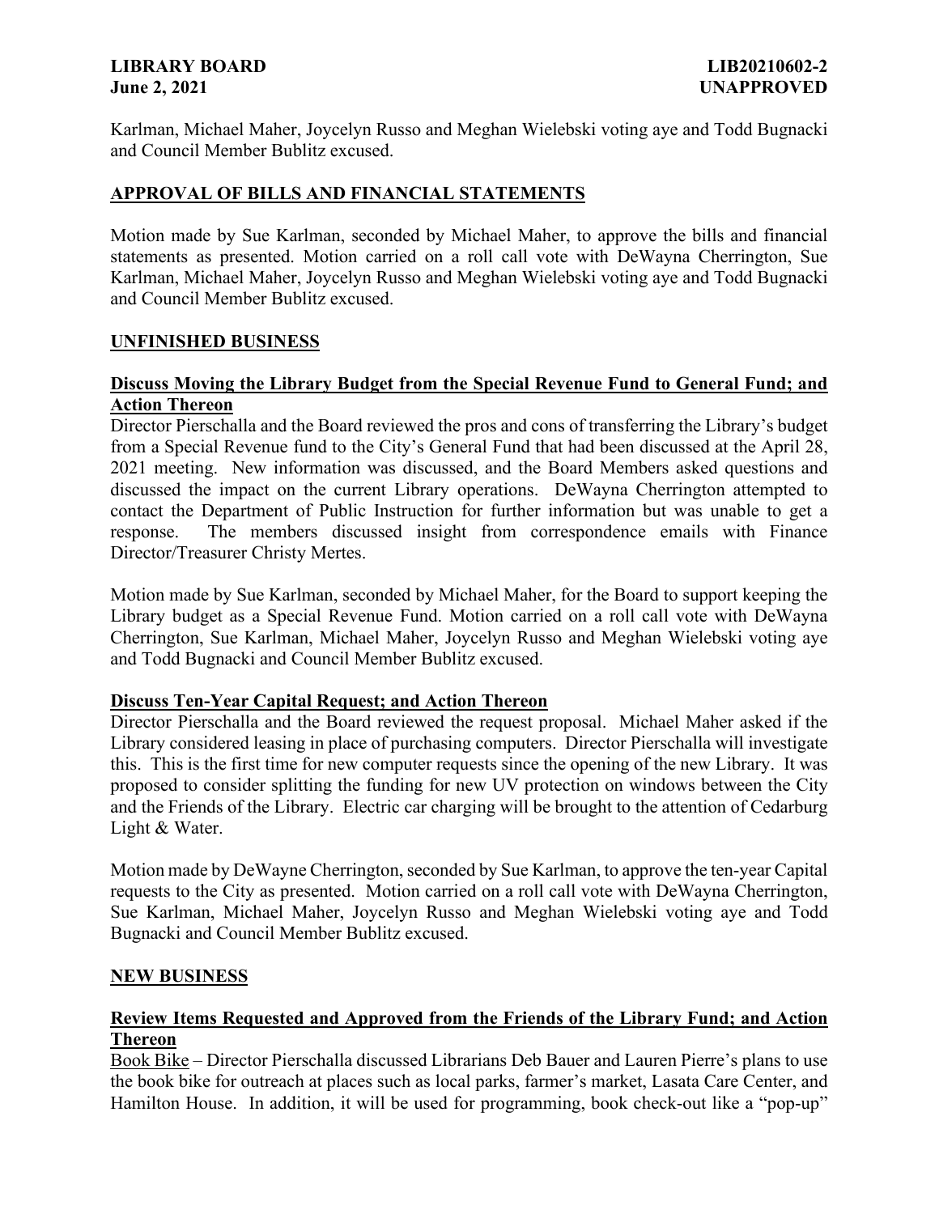Karlman, Michael Maher, Joycelyn Russo and Meghan Wielebski voting aye and Todd Bugnacki and Council Member Bublitz excused.

## APPROVAL OF BILLS AND FINANCIAL STATEMENTS

Motion made by Sue Karlman, seconded by Michael Maher, to approve the bills and financial statements as presented. Motion carried on a roll call vote with DeWayna Cherrington, Sue Karlman, Michael Maher, Joycelyn Russo and Meghan Wielebski voting aye and Todd Bugnacki and Council Member Bublitz excused.

## UNFINISHED BUSINESS

### Discuss Moving the Library Budget from the Special Revenue Fund to General Fund; and Action Thereon

Director Pierschalla and the Board reviewed the pros and cons of transferring the Library's budget from a Special Revenue fund to the City's General Fund that had been discussed at the April 28, 2021 meeting. New information was discussed, and the Board Members asked questions and discussed the impact on the current Library operations. DeWayna Cherrington attempted to contact the Department of Public Instruction for further information but was unable to get a response. The members discussed insight from correspondence emails with Finance Director/Treasurer Christy Mertes.

Motion made by Sue Karlman, seconded by Michael Maher, for the Board to support keeping the Library budget as a Special Revenue Fund. Motion carried on a roll call vote with DeWayna Cherrington, Sue Karlman, Michael Maher, Joycelyn Russo and Meghan Wielebski voting aye and Todd Bugnacki and Council Member Bublitz excused.

### Discuss Ten-Year Capital Request; and Action Thereon

Director Pierschalla and the Board reviewed the request proposal. Michael Maher asked if the Library considered leasing in place of purchasing computers. Director Pierschalla will investigate this. This is the first time for new computer requests since the opening of the new Library. It was proposed to consider splitting the funding for new UV protection on windows between the City and the Friends of the Library. Electric car charging will be brought to the attention of Cedarburg Light & Water.

Motion made by DeWayne Cherrington, seconded by Sue Karlman, to approve the ten-year Capital requests to the City as presented. Motion carried on a roll call vote with DeWayna Cherrington, Sue Karlman, Michael Maher, Joycelyn Russo and Meghan Wielebski voting aye and Todd Bugnacki and Council Member Bublitz excused.

## NEW BUSINESS

### Review Items Requested and Approved from the Friends of the Library Fund; and Action Thereon

Book Bike – Director Pierschalla discussed Librarians Deb Bauer and Lauren Pierre's plans to use the book bike for outreach at places such as local parks, farmer's market, Lasata Care Center, and Hamilton House. In addition, it will be used for programming, book check-out like a "pop-up"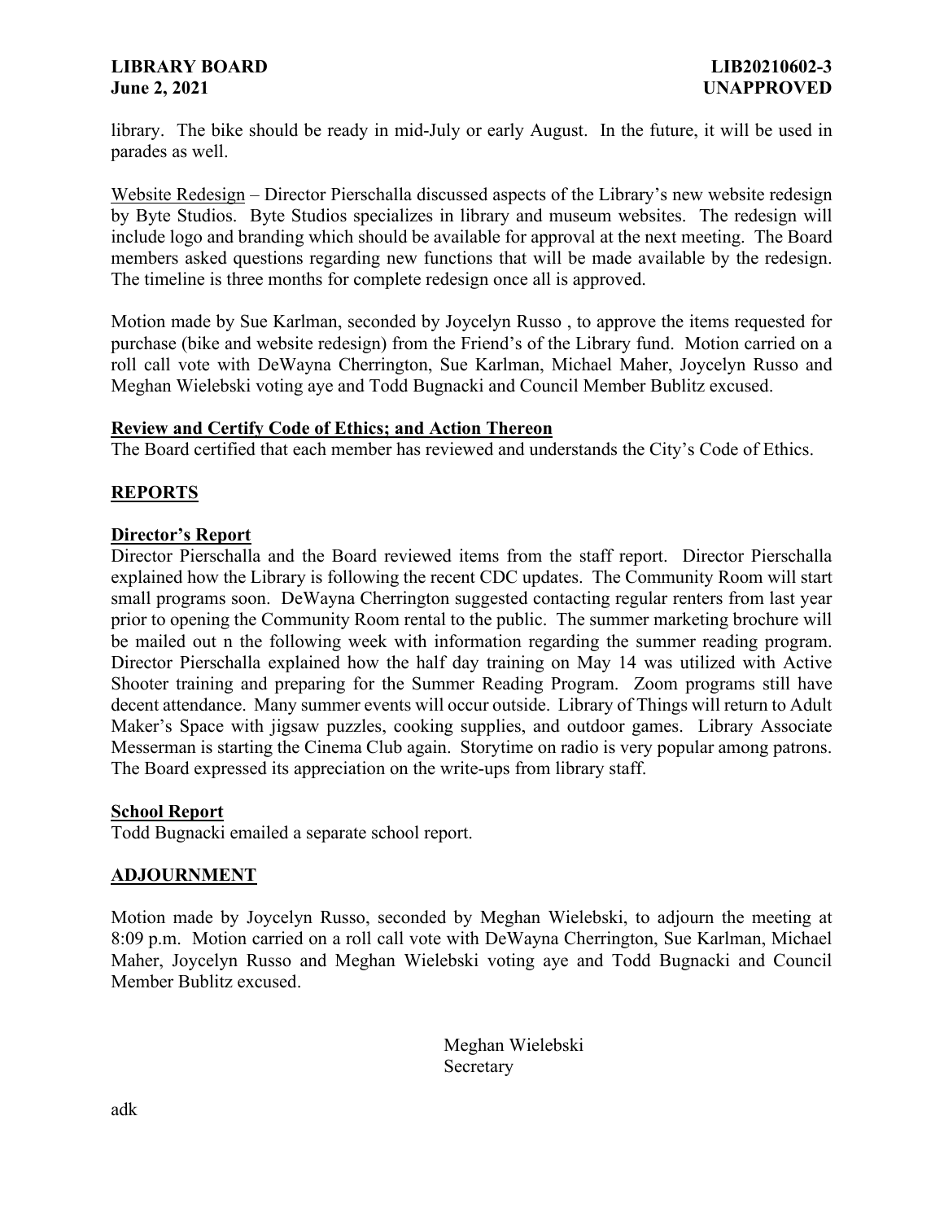library. The bike should be ready in mid-July or early August. In the future, it will be used in parades as well.

Website Redesign – Director Pierschalla discussed aspects of the Library's new website redesign by Byte Studios. Byte Studios specializes in library and museum websites. The redesign will include logo and branding which should be available for approval at the next meeting. The Board members asked questions regarding new functions that will be made available by the redesign. The timeline is three months for complete redesign once all is approved.

Motion made by Sue Karlman, seconded by Joycelyn Russo , to approve the items requested for purchase (bike and website redesign) from the Friend's of the Library fund. Motion carried on a roll call vote with DeWayna Cherrington, Sue Karlman, Michael Maher, Joycelyn Russo and Meghan Wielebski voting aye and Todd Bugnacki and Council Member Bublitz excused.

**Review and Certify Code of Ethics; and Action Thereon**

The Board certified that each member has reviewed and understands the City's Code of Ethics.

## REPORTS

**Director's Report**

Director Pierschalla and the Board reviewed items from the staff report. Director Pierschalla explained how the Library is following the recent CDC updates. The Community Room will start small programs soon. DeWayna Cherrington suggested contacting regular renters from last year prior to opening the Community Room rental to the public. The summer marketing brochure will be mailed out n the following week with information regarding the summer reading program. Director Pierschalla explained how the half day training on May 14 was utilized with Active Shooter training and preparing for the Summer Reading Program. Zoom programs still have decent attendance. Many summer events will occur outside. Library of Things will return to Adult Maker's Space with jigsaw puzzles, cooking supplies, and outdoor games. Library Associate Messerman is starting the Cinema Club again. Storytime on radio is very popular among patrons. The Board expressed its appreciation on the write-ups from library staff.

**School Report**

Todd Bugnacki emailed a separate school report.

## ADJOURNMENT

Motion made by Joycelyn Russo, seconded by Meghan Wielebski, to adjourn the meeting at 8:09 p.m. Motion carried on a roll call vote with DeWayna Cherrington, Sue Karlman, Michael Maher, Joycelyn Russo and Meghan Wielebski voting aye and Todd Bugnacki and Council Member Bublitz excused.

Meghan Wielebski
Secretary

adk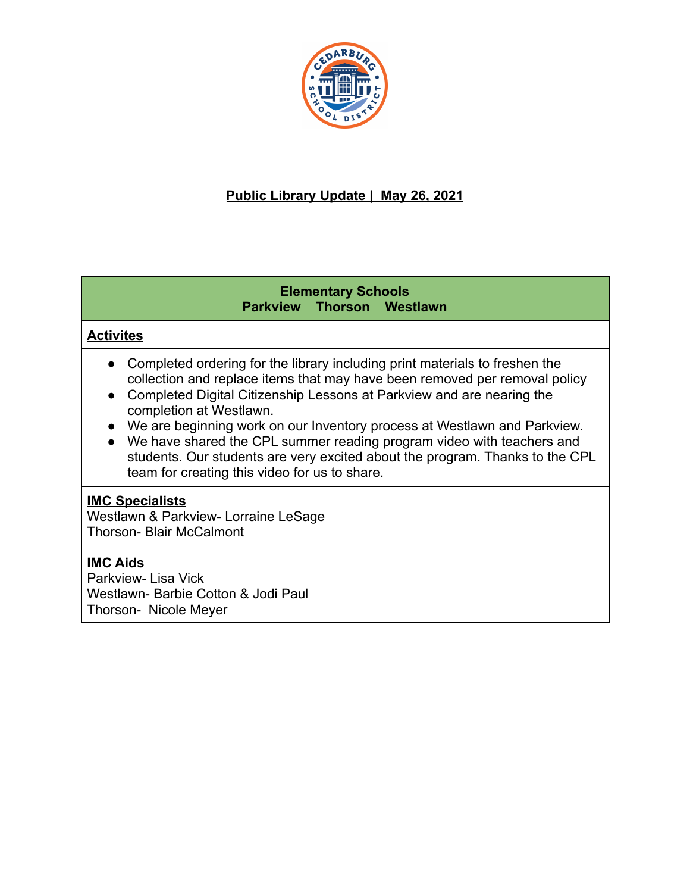**Public Library Update | May 26, 2021**

| **Elementary Schools**<br>**Parkview Thorson Westlawn** |
|---|
| **Activites** |
| • Completed ordering for the library including print materials to freshen the collection and replace items that may have been removed per removal policy<br>• Completed Digital Citizenship Lessons at Parkview and are nearing the completion at Westlawn.<br>• We are beginning work on our Inventory process at Westlawn and Parkview.<br>• We have shared the CPL summer reading program video with teachers and students. Our students are very excited about the program. Thanks to the CPL team for creating this video for us to share. |
| **IMC Specialists**<br>Westlawn & Parkview- Lorraine LeSage<br>Thorson- Blair McCalmont<br><br>**IMC Aids**<br>Parkview- Lisa Vick<br>Westlawn- Barbie Cotton & Jodi Paul<br>Thorson- Nicole Meyer |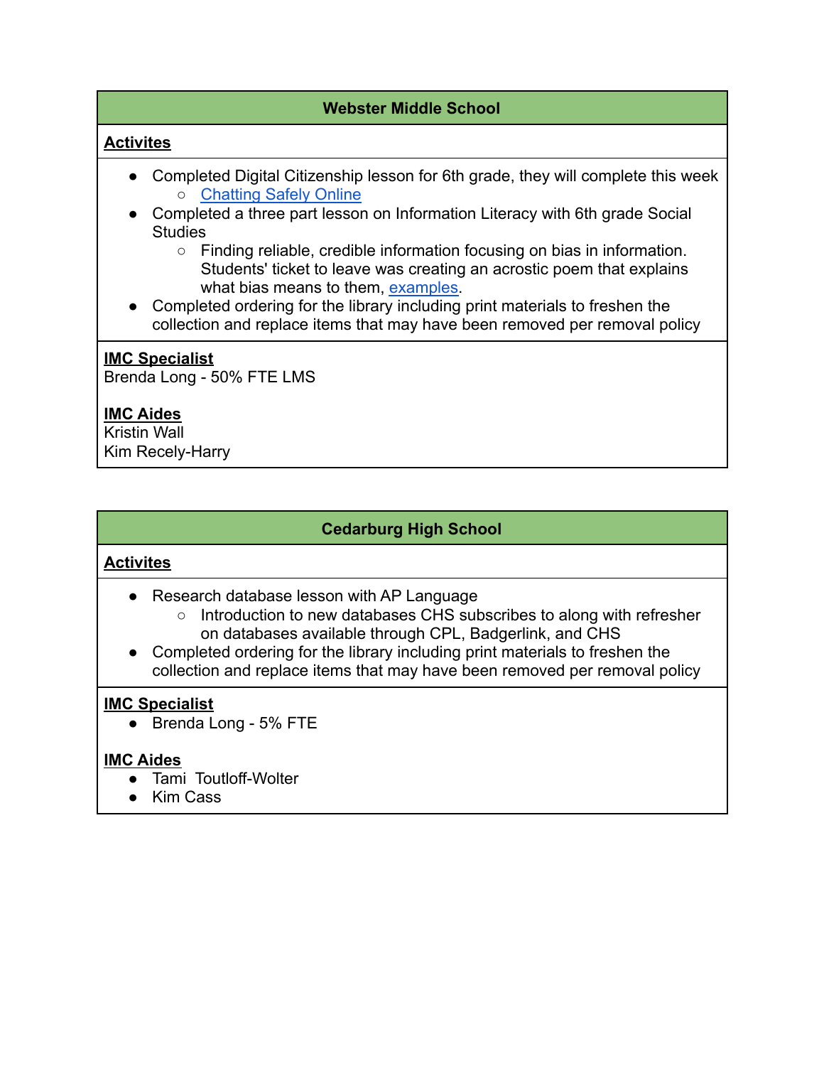## Webster Middle School

**Activites**

- Completed Digital Citizenship lesson for 6th grade, they will complete this week
  - Chatting Safely Online
- Completed a three part lesson on Information Literacy with 6th grade Social Studies
  - Finding reliable, credible information focusing on bias in information. Students' ticket to leave was creating an acrostic poem that explains what bias means to them, examples.
- Completed ordering for the library including print materials to freshen the collection and replace items that may have been removed per removal policy

**IMC Specialist**
Brenda Long - 50% FTE LMS

**IMC Aides**
Kristin Wall
Kim Recely-Harry

## Cedarburg High School

**Activites**

- Research database lesson with AP Language
  - Introduction to new databases CHS subscribes to along with refresher on databases available through CPL, Badgerlink, and CHS
- Completed ordering for the library including print materials to freshen the collection and replace items that may have been removed per removal policy

**IMC Specialist**

- Brenda Long - 5% FTE

**IMC Aides**

- Tami Toutloff-Wolter
- Kim Cass